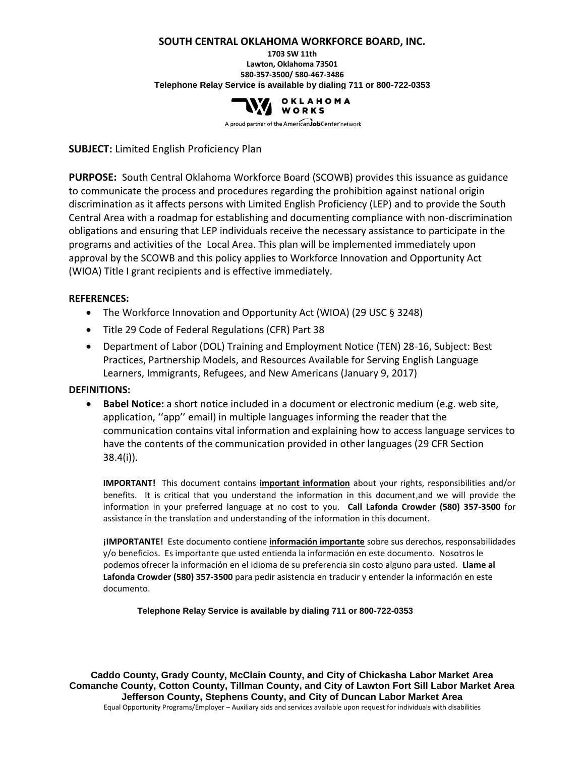**SOUTH CENTRAL OKLAHOMA WORKFORCE BOARD, INC.**

**1703 SW 11th**
**Lawton, Oklahoma 73501**
**580-357-3500/ 580-467-3486**
**Telephone Relay Service is available by dialing 711 or 800-722-0353**

OKLAHOMA WORKS

A proud partner of the AmericanJobCenter network

**SUBJECT:** Limited English Proficiency Plan

**PURPOSE:** South Central Oklahoma Workforce Board (SCOWB) provides this issuance as guidance to communicate the process and procedures regarding the prohibition against national origin discrimination as it affects persons with Limited English Proficiency (LEP) and to provide the South Central Area with a roadmap for establishing and documenting compliance with non-discrimination obligations and ensuring that LEP individuals receive the necessary assistance to participate in the programs and activities of the Local Area. This plan will be implemented immediately upon approval by the SCOWB and this policy applies to Workforce Innovation and Opportunity Act (WIOA) Title I grant recipients and is effective immediately.

**REFERENCES:**

- The Workforce Innovation and Opportunity Act (WIOA) (29 USC § 3248)
- Title 29 Code of Federal Regulations (CFR) Part 38
- Department of Labor (DOL) Training and Employment Notice (TEN) 28-16, Subject: Best Practices, Partnership Models, and Resources Available for Serving English Language Learners, Immigrants, Refugees, and New Americans (January 9, 2017)

**DEFINITIONS:**

- **Babel Notice:** a short notice included in a document or electronic medium (e.g. web site, application, ''app'' email) in multiple languages informing the reader that the communication contains vital information and explaining how to access language services to have the contents of the communication provided in other languages (29 CFR Section 38.4(i)).

  **IMPORTANT!** This document contains **important information** about your rights, responsibilities and/or benefits. It is critical that you understand the information in this document,and we will provide the information in your preferred language at no cost to you. **Call Lafonda Crowder (580) 357-3500** for assistance in the translation and understanding of the information in this document.

  **¡IMPORTANTE!** Este documento contiene **información importante** sobre sus derechos, responsabilidades y/o beneficios. Es importante que usted entienda la información en este documento. Nosotros le podemos ofrecer la información en el idioma de su preferencia sin costo alguno para usted. **Llame al Lafonda Crowder (580) 357-3500** para pedir asistencia en traducir y entender la información en este documento.

  **Telephone Relay Service is available by dialing 711 or 800-722-0353**

**Caddo County, Grady County, McClain County, and City of Chickasha Labor Market Area**
**Comanche County, Cotton County, Tillman County, and City of Lawton Fort Sill Labor Market Area**
**Jefferson County, Stephens County, and City of Duncan Labor Market Area**
Equal Opportunity Programs/Employer – Auxiliary aids and services available upon request for individuals with disabilities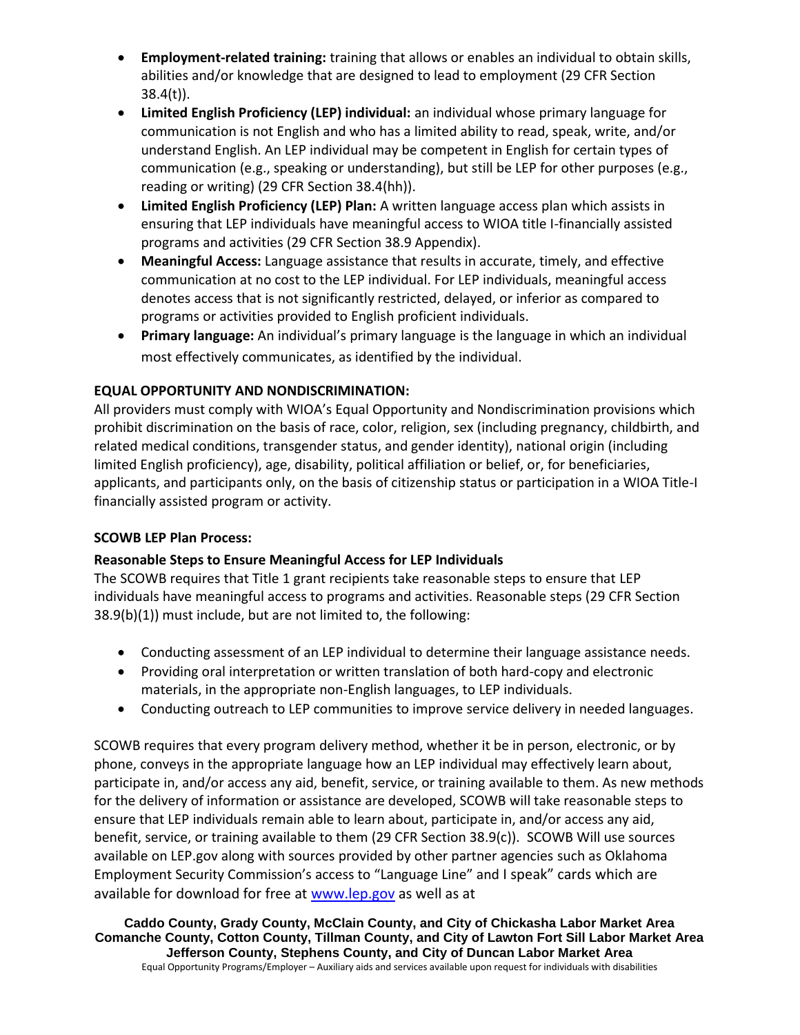- **Employment-related training:** training that allows or enables an individual to obtain skills, abilities and/or knowledge that are designed to lead to employment (29 CFR Section 38.4(t)).
- **Limited English Proficiency (LEP) individual:** an individual whose primary language for communication is not English and who has a limited ability to read, speak, write, and/or understand English. An LEP individual may be competent in English for certain types of communication (e.g., speaking or understanding), but still be LEP for other purposes (e.g., reading or writing) (29 CFR Section 38.4(hh)).
- **Limited English Proficiency (LEP) Plan:** A written language access plan which assists in ensuring that LEP individuals have meaningful access to WIOA title I-financially assisted programs and activities (29 CFR Section 38.9 Appendix).
- **Meaningful Access:** Language assistance that results in accurate, timely, and effective communication at no cost to the LEP individual. For LEP individuals, meaningful access denotes access that is not significantly restricted, delayed, or inferior as compared to programs or activities provided to English proficient individuals.
- **Primary language:** An individual's primary language is the language in which an individual most effectively communicates, as identified by the individual.

**EQUAL OPPORTUNITY AND NONDISCRIMINATION:**

All providers must comply with WIOA's Equal Opportunity and Nondiscrimination provisions which prohibit discrimination on the basis of race, color, religion, sex (including pregnancy, childbirth, and related medical conditions, transgender status, and gender identity), national origin (including limited English proficiency), age, disability, political affiliation or belief, or, for beneficiaries, applicants, and participants only, on the basis of citizenship status or participation in a WIOA Title-I financially assisted program or activity.

**SCOWB LEP Plan Process:**

**Reasonable Steps to Ensure Meaningful Access for LEP Individuals**

The SCOWB requires that Title 1 grant recipients take reasonable steps to ensure that LEP individuals have meaningful access to programs and activities. Reasonable steps (29 CFR Section 38.9(b)(1)) must include, but are not limited to, the following:

- Conducting assessment of an LEP individual to determine their language assistance needs.
- Providing oral interpretation or written translation of both hard-copy and electronic materials, in the appropriate non-English languages, to LEP individuals.
- Conducting outreach to LEP communities to improve service delivery in needed languages.

SCOWB requires that every program delivery method, whether it be in person, electronic, or by phone, conveys in the appropriate language how an LEP individual may effectively learn about, participate in, and/or access any aid, benefit, service, or training available to them. As new methods for the delivery of information or assistance are developed, SCOWB will take reasonable steps to ensure that LEP individuals remain able to learn about, participate in, and/or access any aid, benefit, service, or training available to them (29 CFR Section 38.9(c)). SCOWB Will use sources available on LEP.gov along with sources provided by other partner agencies such as Oklahoma Employment Security Commission's access to "Language Line" and I speak" cards which are available for download for free at [www.lep.gov](http://www.lep.gov) as well as at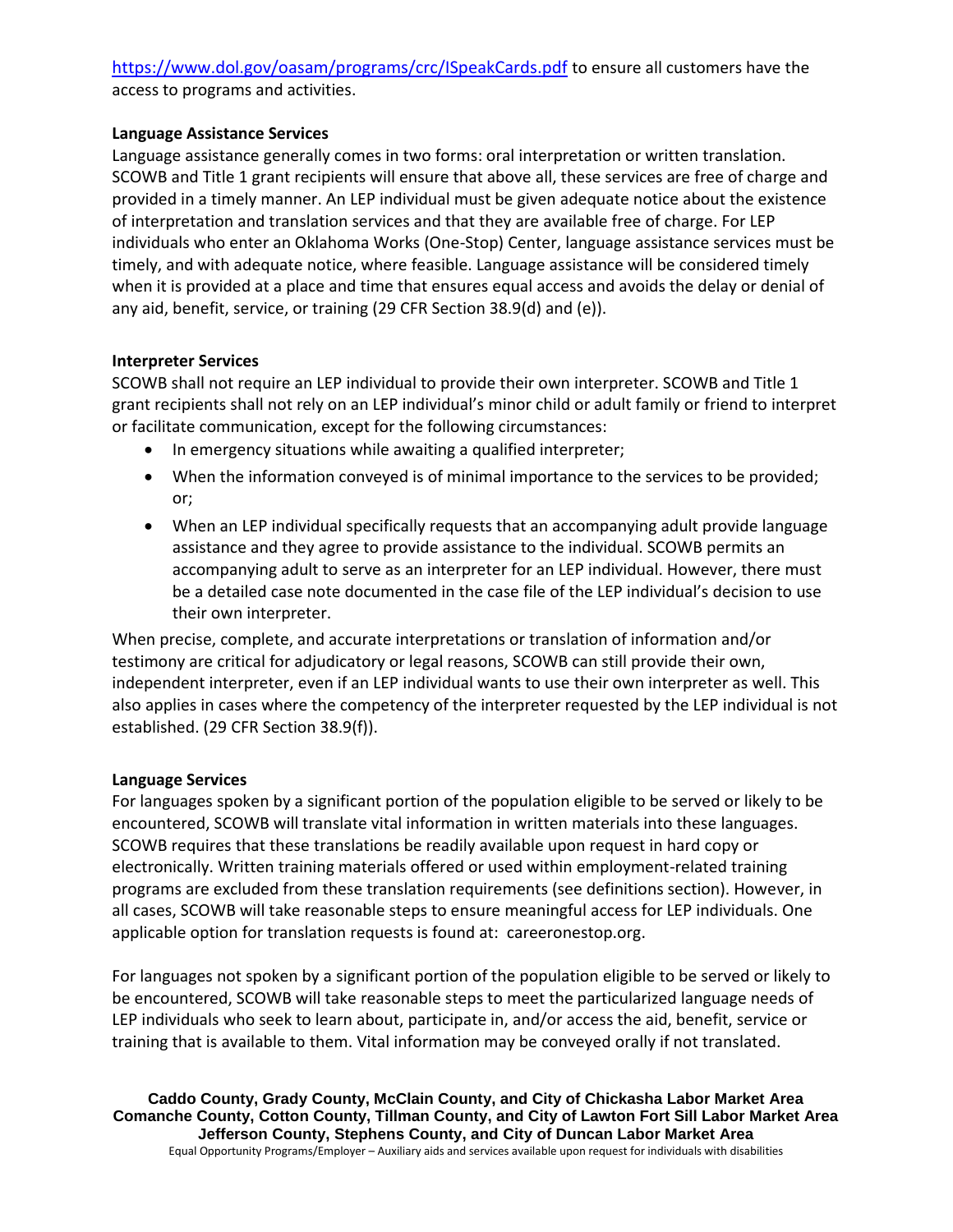https://www.dol.gov/oasam/programs/crc/ISpeakCards.pdf to ensure all customers have the access to programs and activities.

**Language Assistance Services**

Language assistance generally comes in two forms: oral interpretation or written translation. SCOWB and Title 1 grant recipients will ensure that above all, these services are free of charge and provided in a timely manner. An LEP individual must be given adequate notice about the existence of interpretation and translation services and that they are available free of charge. For LEP individuals who enter an Oklahoma Works (One-Stop) Center, language assistance services must be timely, and with adequate notice, where feasible. Language assistance will be considered timely when it is provided at a place and time that ensures equal access and avoids the delay or denial of any aid, benefit, service, or training (29 CFR Section 38.9(d) and (e)).

**Interpreter Services**

SCOWB shall not require an LEP individual to provide their own interpreter. SCOWB and Title 1 grant recipients shall not rely on an LEP individual's minor child or adult family or friend to interpret or facilitate communication, except for the following circumstances:

- In emergency situations while awaiting a qualified interpreter;
- When the information conveyed is of minimal importance to the services to be provided; or;
- When an LEP individual specifically requests that an accompanying adult provide language assistance and they agree to provide assistance to the individual. SCOWB permits an accompanying adult to serve as an interpreter for an LEP individual. However, there must be a detailed case note documented in the case file of the LEP individual's decision to use their own interpreter.

When precise, complete, and accurate interpretations or translation of information and/or testimony are critical for adjudicatory or legal reasons, SCOWB can still provide their own, independent interpreter, even if an LEP individual wants to use their own interpreter as well. This also applies in cases where the competency of the interpreter requested by the LEP individual is not established. (29 CFR Section 38.9(f)).

**Language Services**

For languages spoken by a significant portion of the population eligible to be served or likely to be encountered, SCOWB will translate vital information in written materials into these languages. SCOWB requires that these translations be readily available upon request in hard copy or electronically. Written training materials offered or used within employment-related training programs are excluded from these translation requirements (see definitions section). However, in all cases, SCOWB will take reasonable steps to ensure meaningful access for LEP individuals. One applicable option for translation requests is found at: careeronestop.org.

For languages not spoken by a significant portion of the population eligible to be served or likely to be encountered, SCOWB will take reasonable steps to meet the particularized language needs of LEP individuals who seek to learn about, participate in, and/or access the aid, benefit, service or training that is available to them. Vital information may be conveyed orally if not translated.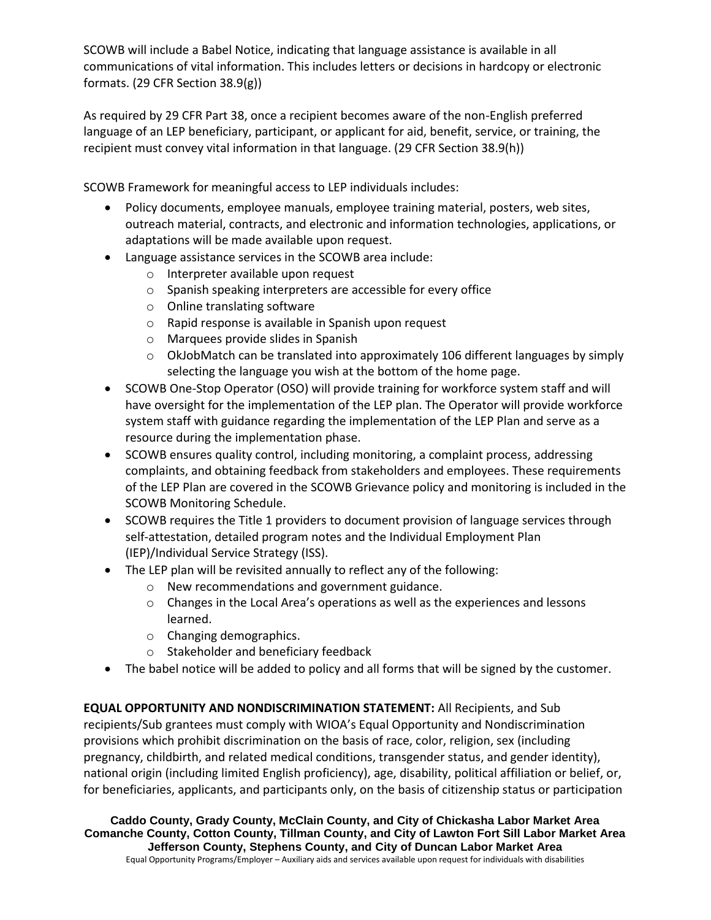SCOWB will include a Babel Notice, indicating that language assistance is available in all communications of vital information. This includes letters or decisions in hardcopy or electronic formats. (29 CFR Section 38.9(g))

As required by 29 CFR Part 38, once a recipient becomes aware of the non-English preferred language of an LEP beneficiary, participant, or applicant for aid, benefit, service, or training, the recipient must convey vital information in that language. (29 CFR Section 38.9(h))

SCOWB Framework for meaningful access to LEP individuals includes:

- Policy documents, employee manuals, employee training material, posters, web sites, outreach material, contracts, and electronic and information technologies, applications, or adaptations will be made available upon request.
- Language assistance services in the SCOWB area include:
  - Interpreter available upon request
  - Spanish speaking interpreters are accessible for every office
  - Online translating software
  - Rapid response is available in Spanish upon request
  - Marquees provide slides in Spanish
  - OkJobMatch can be translated into approximately 106 different languages by simply selecting the language you wish at the bottom of the home page.
- SCOWB One-Stop Operator (OSO) will provide training for workforce system staff and will have oversight for the implementation of the LEP plan. The Operator will provide workforce system staff with guidance regarding the implementation of the LEP Plan and serve as a resource during the implementation phase.
- SCOWB ensures quality control, including monitoring, a complaint process, addressing complaints, and obtaining feedback from stakeholders and employees. These requirements of the LEP Plan are covered in the SCOWB Grievance policy and monitoring is included in the SCOWB Monitoring Schedule.
- SCOWB requires the Title 1 providers to document provision of language services through self-attestation, detailed program notes and the Individual Employment Plan (IEP)/Individual Service Strategy (ISS).
- The LEP plan will be revisited annually to reflect any of the following:
  - New recommendations and government guidance.
  - Changes in the Local Area's operations as well as the experiences and lessons learned.
  - Changing demographics.
  - Stakeholder and beneficiary feedback
- The babel notice will be added to policy and all forms that will be signed by the customer.

**EQUAL OPPORTUNITY AND NONDISCRIMINATION STATEMENT:** All Recipients, and Sub recipients/Sub grantees must comply with WIOA's Equal Opportunity and Nondiscrimination provisions which prohibit discrimination on the basis of race, color, religion, sex (including pregnancy, childbirth, and related medical conditions, transgender status, and gender identity), national origin (including limited English proficiency), age, disability, political affiliation or belief, or, for beneficiaries, applicants, and participants only, on the basis of citizenship status or participation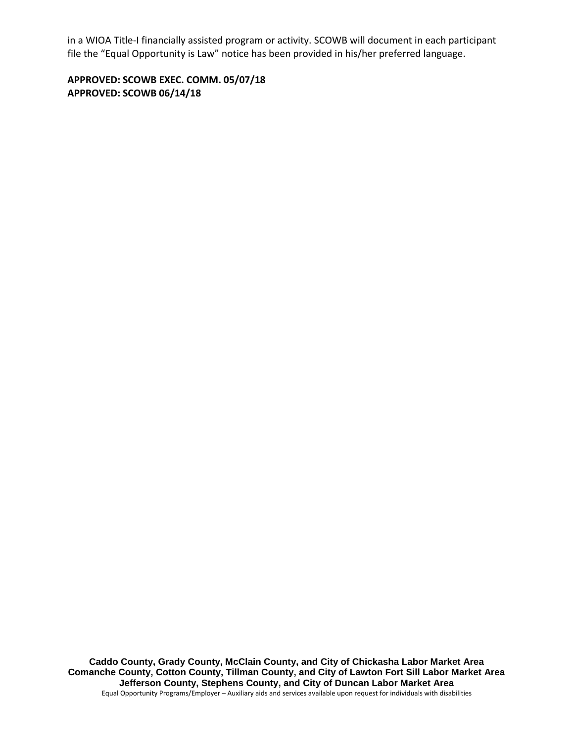in a WIOA Title-I financially assisted program or activity. SCOWB will document in each participant file the “Equal Opportunity is Law” notice has been provided in his/her preferred language.

**APPROVED: SCOWB EXEC. COMM. 05/07/18**
**APPROVED: SCOWB 06/14/18**